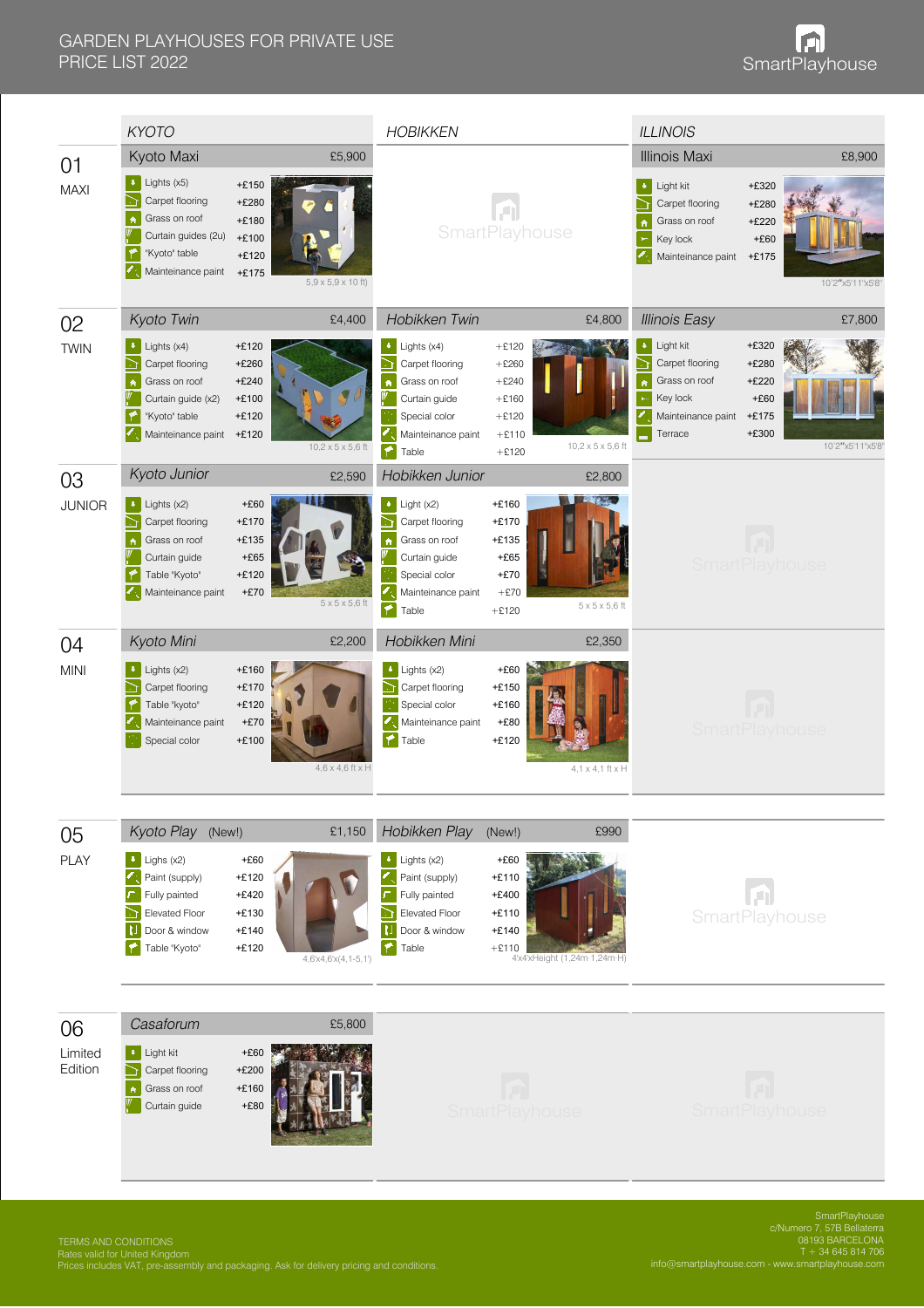# GARDEN PLAYHOUSES FOR PRIVATE USE
## PRICE LIST 2022

SmartPlayhouse

## 01 MAXI

### KYOTO

**Kyoto Maxi** — £5,900

| Option | Price |
|---|---|
| Lights (x5) | +£150 |
| Carpet flooring | +£280 |
| Grass on roof | +£180 |
| Curtain guides (2u) | +£100 |
| "Kyoto" table | +£120 |
| Maintenaince paint | +£175 |

5,9 x 5,9 x 10 ft)

### HOBIKKEN

SmartPlayhouse

### ILLINOIS

**Illinois Maxi** — £8,900

| Option | Price |
|---|---|
| Light kit | +£320 |
| Carpet flooring | +£280 |
| Grass on roof | +£220 |
| Key lock | +£60 |
| Maintenaince paint | +£175 |

10'2"x5'11'x5'8"

## 02 TWIN

**Kyoto Twin** — £4,400

| Option | Price |
|---|---|
| Lights (x4) | +£120 |
| Carpet flooring | +£260 |
| Grass on roof | +£240 |
| Curtain guide (x2) | +£100 |
| "Kyoto" table | +£120 |
| Maintenaince paint | +£120 |

10,2 x 5 x 5,6 ft

**Hobikken Twin** — £4,800

| Option | Price |
|---|---|
| Lights (x4) | +£120 |
| Carpet flooring | +£260 |
| Grass on roof | +£240 |
| Curtain guide | +£160 |
| Special color | +£120 |
| Maintenaince paint | +£110 |
| Table | +£120 |

10,2 x 5 x 5,6 ft

**Illinois Easy** — £7,800

| Option | Price |
|---|---|
| Light kit | +£320 |
| Carpet flooring | +£280 |
| Grass on roof | +£220 |
| Key lock | +£60 |
| Maintenaince paint | +£175 |
| Terrace | +£300 |

10'2"x5'11'x5'8"

## 03 JUNIOR

**Kyoto Junior** — £2,590

| Option | Price |
|---|---|
| Lights (x2) | +£60 |
| Carpet flooring | +£170 |
| Grass on roof | +£135 |
| Curtain guide | +£65 |
| Table "Kyoto" | +£120 |
| Maintenaince paint | +£70 |

5 x 5 x 5,6 ft

**Hobikken Junior** — £2,800

| Option | Price |
|---|---|
| Light (x2) | +£160 |
| Carpet flooring | +£170 |
| Grass on roof | +£135 |
| Curtain guide | +£65 |
| Special color | +£70 |
| Maintenaince paint | +£70 |
| Table | +£120 |

5 x 5 x 5,6 ft

SmartPlayhouse

## 04 MINI

**Kyoto Mini** — £2,200

| Option | Price |
|---|---|
| Lights (x2) | +£160 |
| Carpet flooring | +£170 |
| Table "kyoto" | +£120 |
| Maintenaince paint | +£70 |
| Special color | +£100 |

4,6 x 4,6 ft x H

**Hobikken Mini** — £2,350

| Option | Price |
|---|---|
| Lights (x2) | +£60 |
| Carpet flooring | +£150 |
| Special color | +£160 |
| Maintenaince paint | +£80 |
| Table | +£120 |

4,1 x 4,1 ft x H

SmartPlayhouse

## 05 PLAY

**Kyoto Play (New!)** — £1,150

| Option | Price |
|---|---|
| Lighs (x2) | +£60 |
| Paint (supply) | +£120 |
| Fully painted | +£420 |
| Elevated Floor | +£130 |
| Door & window | +£140 |
| Table "Kyoto" | +£120 |

4,6'x4,6'x(4,1-5,1')

**Hobikken Play (New!)** — £990

| Option | Price |
|---|---|
| Lights (x2) | +£60 |
| Paint (supply) | +£110 |
| Fully painted | +£400 |
| Elevated Floor | +£110 |
| Door & window | +£140 |
| Table | +£110 |

4'x4'xHeight (1,24m-1,24m H)

SmartPlayhouse

## 06 Limited Edition

**Casaforum** — £5,800

| Option | Price |
|---|---|
| Light kit | +£60 |
| Carpet flooring | +£200 |
| Grass on roof | +£160 |
| Curtain guide | +£80 |

SmartPlayhouse

SmartPlayhouse

---

TERMS AND CONDITIONS
Rates valid for United Kingdom
Prices includes VAT, pre-assembly and packaging. Ask for delivery pricing and conditions.

SmartPlayhouse
c/Numero 7, 57B Bellaterra
08193 BARCELONA
T + 34 645 814 706
info@smartplayhouse.com - www.smartplayhouse.com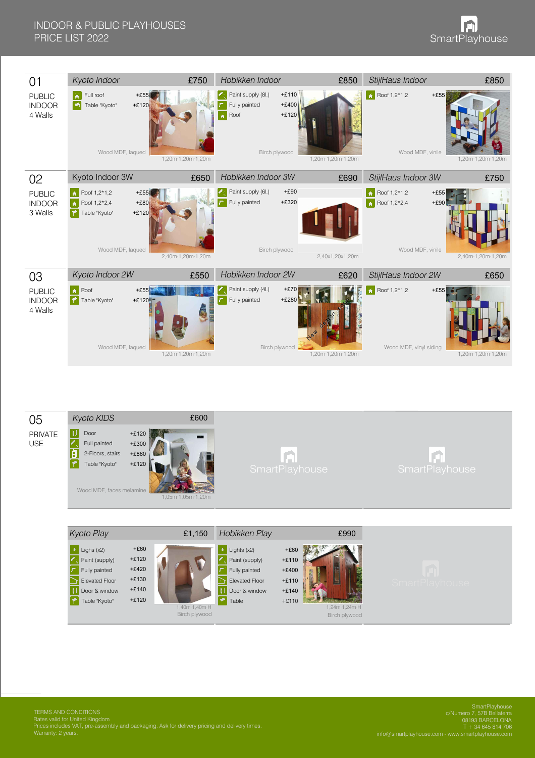# INDOOR & PUBLIC PLAYHOUSES
## PRICE LIST 2022

SmartPlayhouse

## 01 PUBLIC INDOOR 4 Walls

**Kyoto Indoor** — £750

- Full roof +£55
- Table "Kyoto" +£120

Wood MDF, laqued
1,20m·1,20m·1,20m

**Hobikken Indoor** — £850

- Paint supply (8l.) +£110
- Fully painted +£400
- Roof +£120

Birch plywood
1,20m·1,20m·1,20m

**StijlHaus Indoor** — £850

- Roof 1,2*1,2 +£55

Wood MDF, vinile
1,20m·1,20m·1,20m

## 02 PUBLIC INDOOR 3 Walls

**Kyoto Indoor 3W** — £650

- Roof 1,2*1,2 +£55
- Roof 1,2*2,4 +£80
- Table "Kyoto" +£120

Wood MDF, laqued
2,40m·1,20m·1,20m

**Hobikken Indoor 3W** — £690

- Paint supply (6l.) +£90
- Fully painted +£320

Birch plywood
2,40x1,20x1,20m

**StijlHaus Indoor 3W** — £750

- Roof 1,2*1,2 +£55
- Roof 1,2*2,4 +£90

Wood MDF, vinile
2,40m·1,20m·1,20m

## 03 PUBLIC INDOOR 4 Walls

**Kyoto Indoor 2W** — £550

- Roof +£55
- Table "Kyoto" +£120

Wood MDF, laqued
1,20m·1,20m·1,20m

**Hobikken Indoor 2W** — £620

- Paint supply (4l.) +£70
- Fully painted +£280

Birch plywood
1,20m·1,20m·1,20m

**StijlHaus Indoor 2W** — £650

- Roof 1,2*1,2 +£55

Wood MDF, vinyl siding
1,20m·1,20m·1,20m

## 05 PRIVATE USE

**Kyoto KIDS** — £600

- Door +£120
- Full painted +£300
- 2-Floors, stairs +£860
- Table "Kyoto" +£120

Wood MDF, faces melamine
1,05m·1,05m·1,20m

**Kyoto Play** — £1,150

- Lighs (x2) +£60
- Paint (supply) +£120
- Fully painted +£420
- Elevated Floor +£130
- Door & window +£140
- Table "Kyoto" +£120

1,40m·1,40m·H
Birch plywood

**Hobikken Play** — £990

- Lights (x2) +£60
- Paint (supply) +£110
- Fully painted +£400
- Elevated Floor +£110
- Door & window +£140
- Table +£110

1,24m·1,24m·H
Birch plywood

TERMS AND CONDITIONS
Rates valid for United Kingdom
Prices includes VAT, pre-assembly and packaging. Ask for delivery pricing and delivery times.
Warranty: 2 years.

SmartPlayhouse
c/Numero 7, 57B Bellaterra
08193 BARCELONA
T + 34 645 814 706
info@smartplayhouse.com - www.smartplayhouse.com